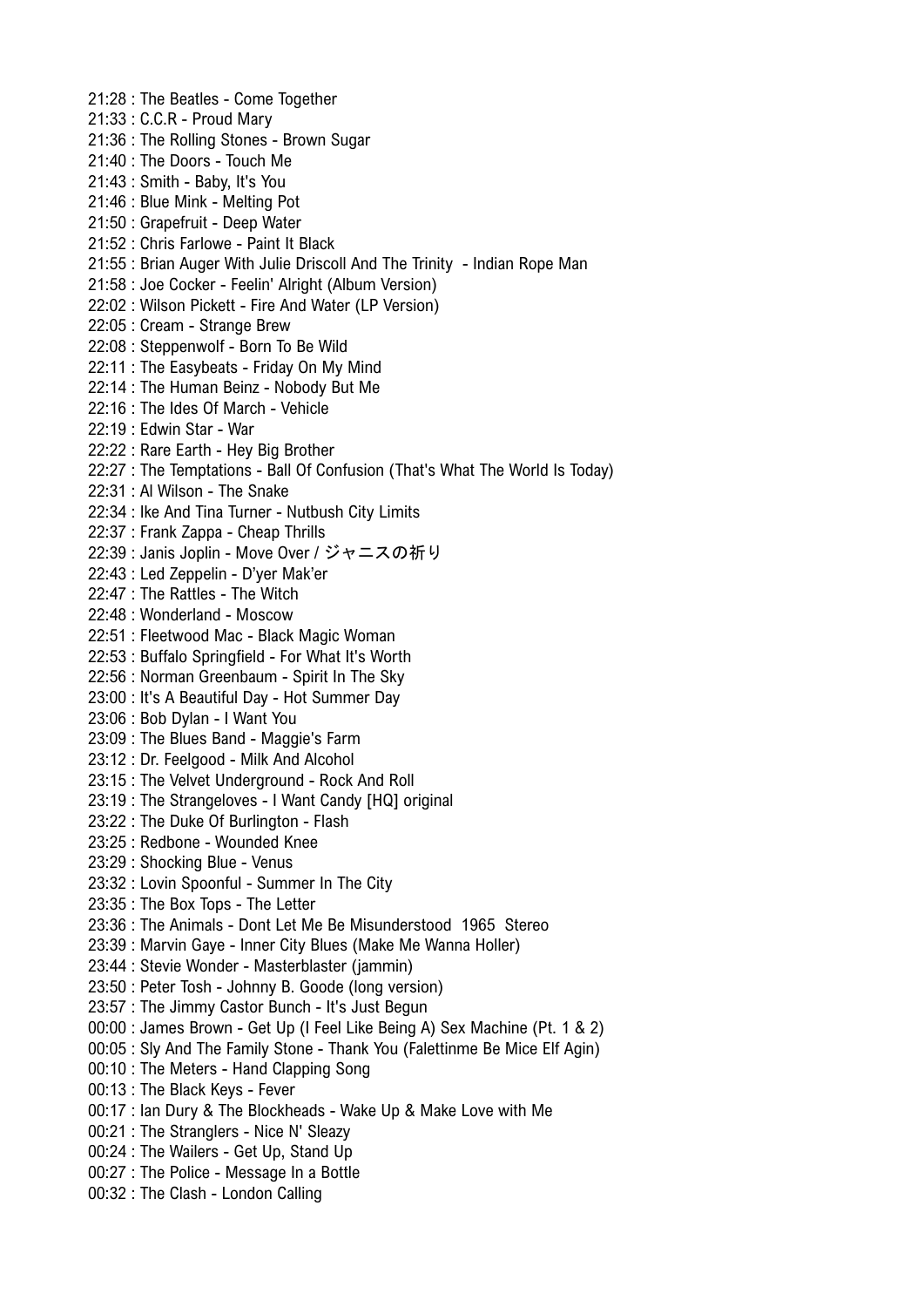21:28 : The Beatles - Come Together
21:33 : C.C.R - Proud Mary
21:36 : The Rolling Stones - Brown Sugar
21:40 : The Doors - Touch Me
21:43 : Smith - Baby, It's You
21:46 : Blue Mink - Melting Pot
21:50 : Grapefruit - Deep Water
21:52 : Chris Farlowe - Paint It Black
21:55 : Brian Auger With Julie Driscoll And The Trinity  - Indian Rope Man
21:58 : Joe Cocker - Feelin' Alright (Album Version)
22:02 : Wilson Pickett - Fire And Water (LP Version)
22:05 : Cream - Strange Brew
22:08 : Steppenwolf - Born To Be Wild
22:11 : The Easybeats - Friday On My Mind
22:14 : The Human Beinz - Nobody But Me
22:16 : The Ides Of March - Vehicle
22:19 : Edwin Star - War
22:22 : Rare Earth - Hey Big Brother
22:27 : The Temptations - Ball Of Confusion (That's What The World Is Today)
22:31 : Al Wilson - The Snake
22:34 : Ike And Tina Turner - Nutbush City Limits
22:37 : Frank Zappa - Cheap Thrills
22:39 : Janis Joplin - Move Over / ジャニスの祈り
22:43 : Led Zeppelin - D'yer Mak'er
22:47 : The Rattles - The Witch
22:48 : Wonderland - Moscow
22:51 : Fleetwood Mac - Black Magic Woman
22:53 : Buffalo Springfield - For What It's Worth
22:56 : Norman Greenbaum - Spirit In The Sky
23:00 : It's A Beautiful Day - Hot Summer Day
23:06 : Bob Dylan - I Want You
23:09 : The Blues Band - Maggie's Farm
23:12 : Dr. Feelgood - Milk And Alcohol
23:15 : The Velvet Underground - Rock And Roll
23:19 : The Strangeloves - I Want Candy [HQ] original
23:22 : The Duke Of Burlington - Flash
23:25 : Redbone - Wounded Knee
23:29 : Shocking Blue - Venus
23:32 : Lovin Spoonful - Summer In The City
23:35 : The Box Tops - The Letter
23:36 : The Animals - Dont Let Me Be Misunderstood  1965  Stereo
23:39 : Marvin Gaye - Inner City Blues (Make Me Wanna Holler)
23:44 : Stevie Wonder - Masterblaster (jammin)
23:50 : Peter Tosh - Johnny B. Goode (long version)
23:57 : The Jimmy Castor Bunch - It's Just Begun
00:00 : James Brown - Get Up (I Feel Like Being A) Sex Machine (Pt. 1 & 2)
00:05 : Sly And The Family Stone - Thank You (Falettinme Be Mice Elf Agin)
00:10 : The Meters - Hand Clapping Song
00:13 : The Black Keys - Fever
00:17 : Ian Dury & The Blockheads - Wake Up & Make Love with Me
00:21 : The Stranglers - Nice N' Sleazy
00:24 : The Wailers - Get Up, Stand Up
00:27 : The Police - Message In a Bottle
00:32 : The Clash - London Calling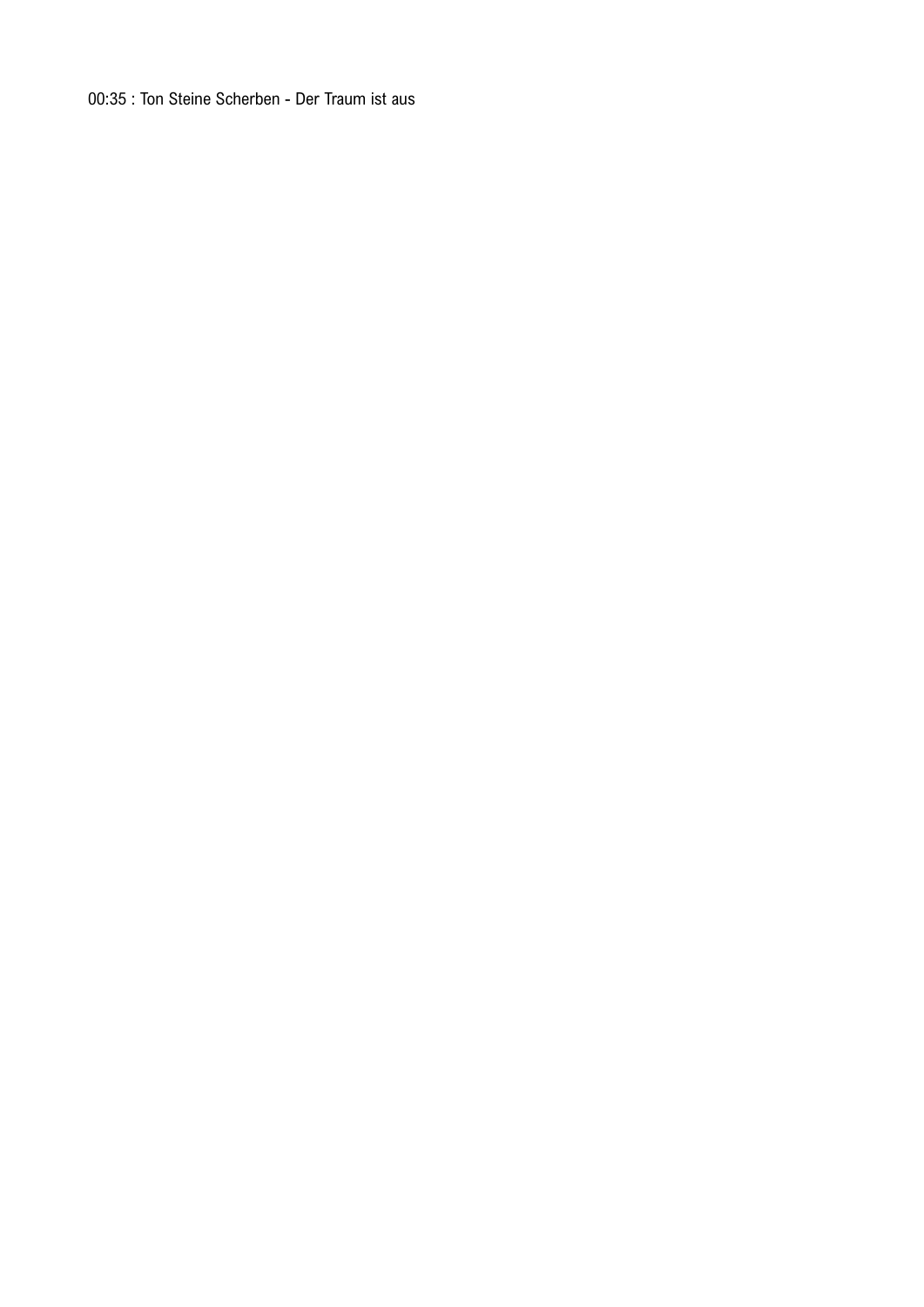00:35 : Ton Steine Scherben - Der Traum ist aus